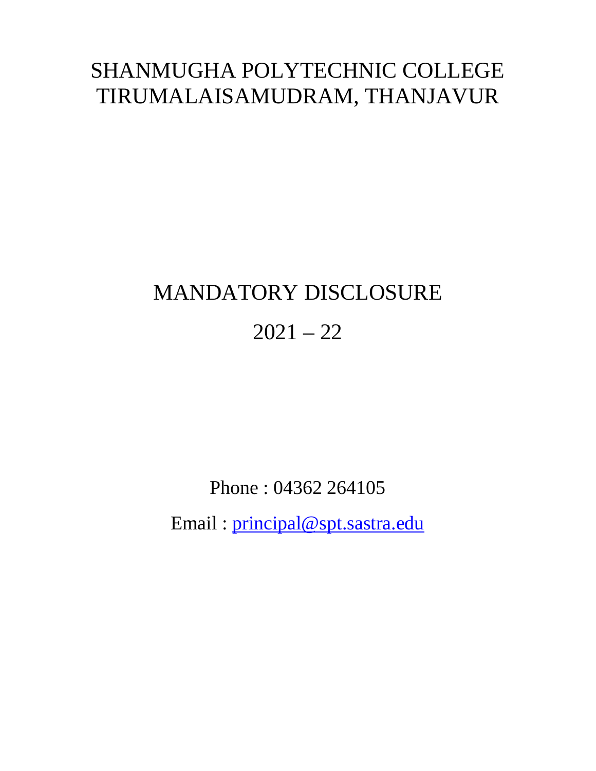# SHANMUGHA POLYTECHNIC COLLEGE
# TIRUMALAISAMUDRAM, THANJAVUR

## MANDATORY DISCLOSURE

## 2021 – 22

Phone : 04362 264105

Email : [principal@spt.sastra.edu](mailto:principal@spt.sastra.edu)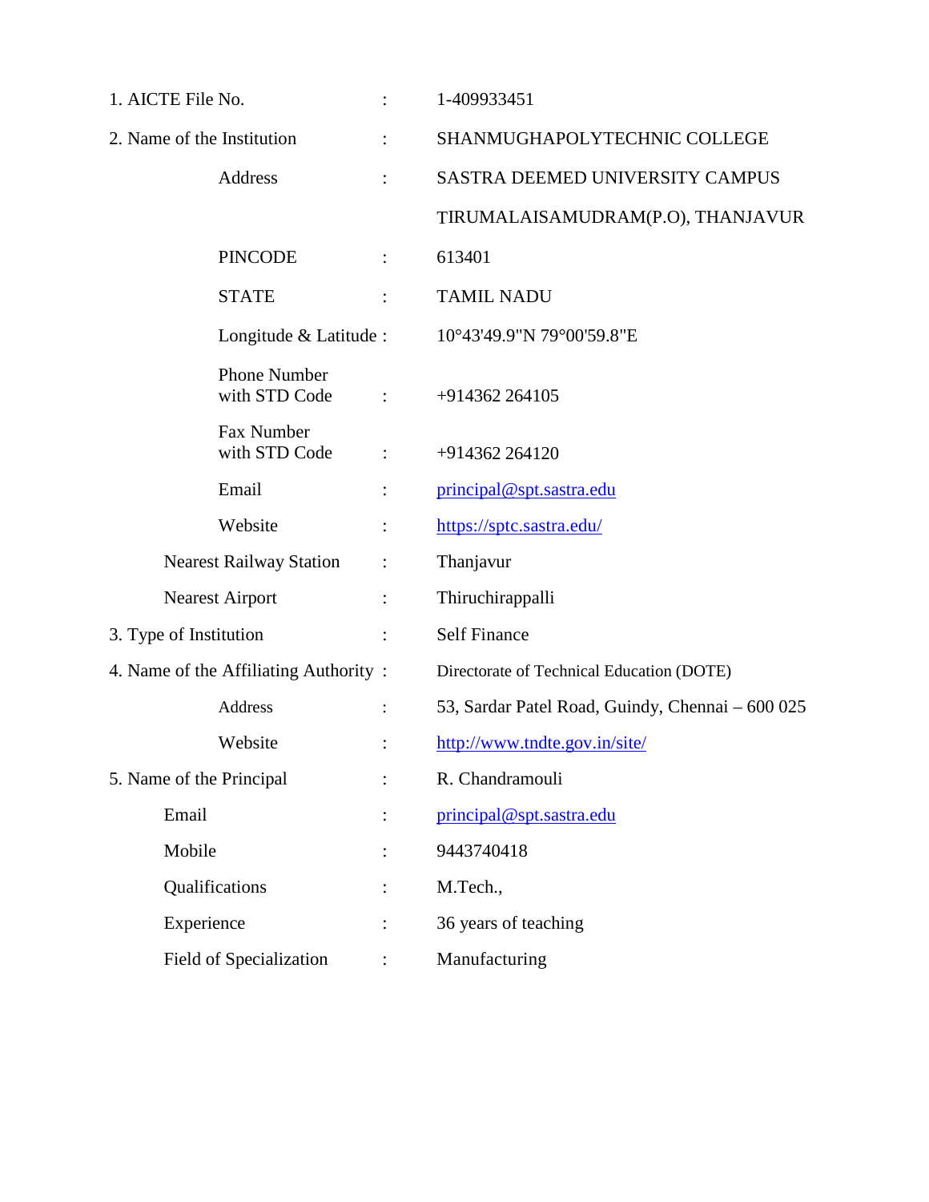1. AICTE File No. : 1-409933451

2. Name of the Institution : SHANMUGHAPOLYTECHNIC COLLEGE

   Address : SASTRA DEEMED UNIVERSITY CAMPUS
   TIRUMALAISAMUDRAM(P.O), THANJAVUR

   PINCODE : 613401

   STATE : TAMIL NADU

   Longitude & Latitude : 10°43'49.9"N 79°00'59.8"E

   Phone Number with STD Code : +914362 264105

   Fax Number with STD Code : +914362 264120

   Email : principal@spt.sastra.edu

   Website : https://sptc.sastra.edu/

   Nearest Railway Station : Thanjavur

   Nearest Airport : Thiruchirappalli

3. Type of Institution : Self Finance

4. Name of the Affiliating Authority : Directorate of Technical Education (DOTE)

   Address : 53, Sardar Patel Road, Guindy, Chennai – 600 025

   Website : http://www.tndte.gov.in/site/

5. Name of the Principal : R. Chandramouli

   Email : principal@spt.sastra.edu

   Mobile : 9443740418

   Qualifications : M.Tech.,

   Experience : 36 years of teaching

   Field of Specialization : Manufacturing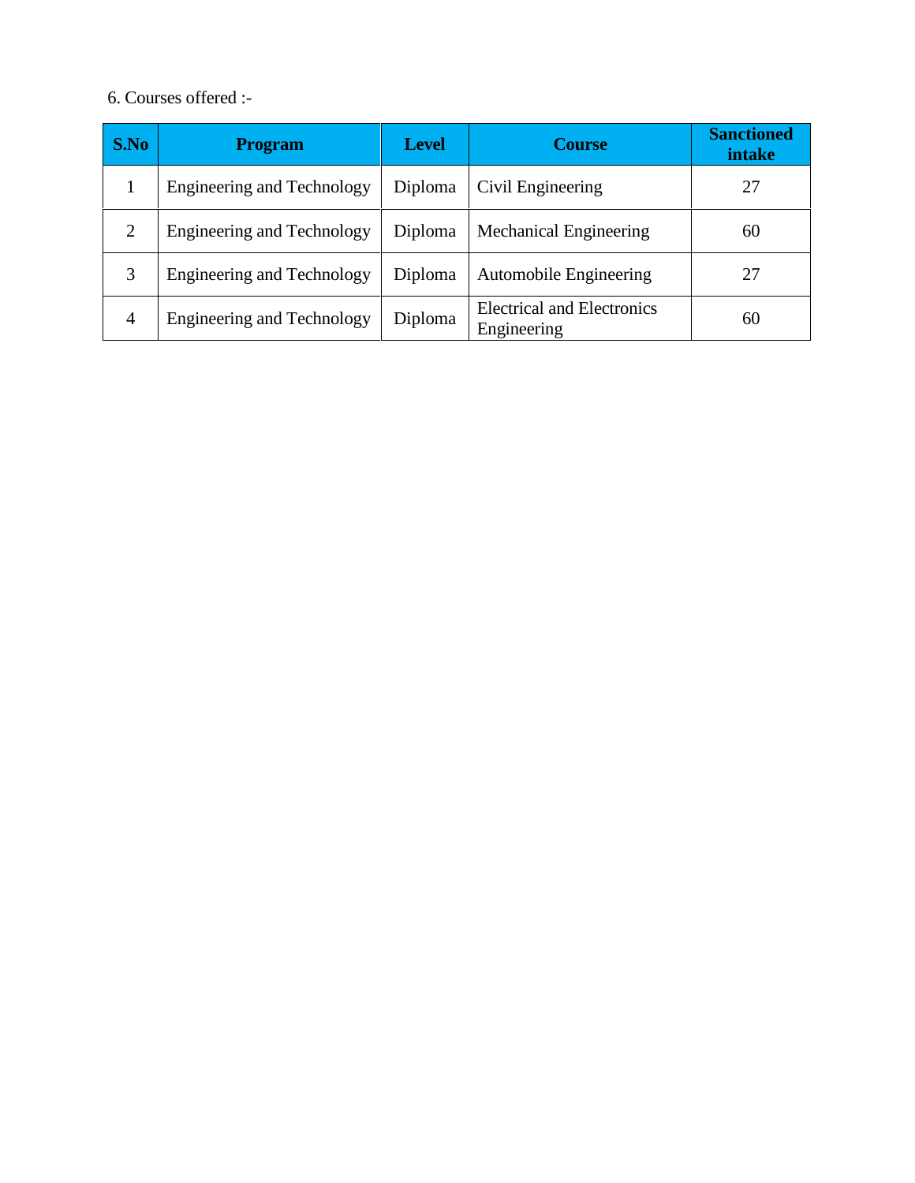6. Courses offered :-

| S.No | Program | Level | Course | Sanctioned intake |
| --- | --- | --- | --- | --- |
| 1 | Engineering and Technology | Diploma | Civil Engineering | 27 |
| 2 | Engineering and Technology | Diploma | Mechanical Engineering | 60 |
| 3 | Engineering and Technology | Diploma | Automobile Engineering | 27 |
| 4 | Engineering and Technology | Diploma | Electrical and Electronics Engineering | 60 |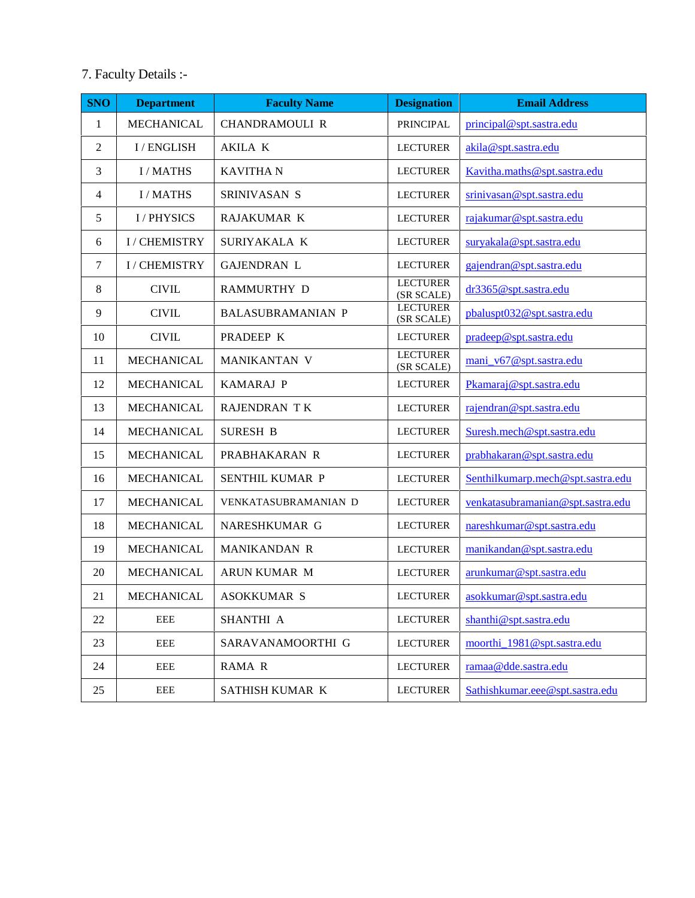7. Faculty Details :-

| SNO | Department | Faculty Name | Designation | Email Address |
|---|---|---|---|---|
| 1 | MECHANICAL | CHANDRAMOULI R | PRINCIPAL | principal@spt.sastra.edu |
| 2 | I / ENGLISH | AKILA K | LECTURER | akila@spt.sastra.edu |
| 3 | I / MATHS | KAVITHA N | LECTURER | Kavitha.maths@spt.sastra.edu |
| 4 | I / MATHS | SRINIVASAN S | LECTURER | srinivasan@spt.sastra.edu |
| 5 | I / PHYSICS | RAJAKUMAR K | LECTURER | rajakumar@spt.sastra.edu |
| 6 | I / CHEMISTRY | SURIYAKALA K | LECTURER | suryakala@spt.sastra.edu |
| 7 | I / CHEMISTRY | GAJENDRAN L | LECTURER | gajendran@spt.sastra.edu |
| 8 | CIVIL | RAMMURTHY D | LECTURER (SR SCALE) | dr3365@spt.sastra.edu |
| 9 | CIVIL | BALASUBRAMANIAN P | LECTURER (SR SCALE) | pbaluspt032@spt.sastra.edu |
| 10 | CIVIL | PRADEEP K | LECTURER | pradeep@spt.sastra.edu |
| 11 | MECHANICAL | MANIKANTAN V | LECTURER (SR SCALE) | mani_v67@spt.sastra.edu |
| 12 | MECHANICAL | KAMARAJ P | LECTURER | Pkamaraj@spt.sastra.edu |
| 13 | MECHANICAL | RAJENDRAN T K | LECTURER | rajendran@spt.sastra.edu |
| 14 | MECHANICAL | SURESH B | LECTURER | Suresh.mech@spt.sastra.edu |
| 15 | MECHANICAL | PRABHAKARAN R | LECTURER | prabhakaran@spt.sastra.edu |
| 16 | MECHANICAL | SENTHIL KUMAR P | LECTURER | Senthilkumarp.mech@spt.sastra.edu |
| 17 | MECHANICAL | VENKATASUBRAMANIAN D | LECTURER | venkatasubramanian@spt.sastra.edu |
| 18 | MECHANICAL | NARESHKUMAR G | LECTURER | nareshkumar@spt.sastra.edu |
| 19 | MECHANICAL | MANIKANDAN R | LECTURER | manikandan@spt.sastra.edu |
| 20 | MECHANICAL | ARUN KUMAR M | LECTURER | arunkumar@spt.sastra.edu |
| 21 | MECHANICAL | ASOKKUMAR S | LECTURER | asokkumar@spt.sastra.edu |
| 22 | EEE | SHANTHI A | LECTURER | shanthi@spt.sastra.edu |
| 23 | EEE | SARAVANAMOORTHI G | LECTURER | moorthi_1981@spt.sastra.edu |
| 24 | EEE | RAMA R | LECTURER | ramaa@dde.sastra.edu |
| 25 | EEE | SATHISH KUMAR K | LECTURER | Sathishkumar.eee@spt.sastra.edu |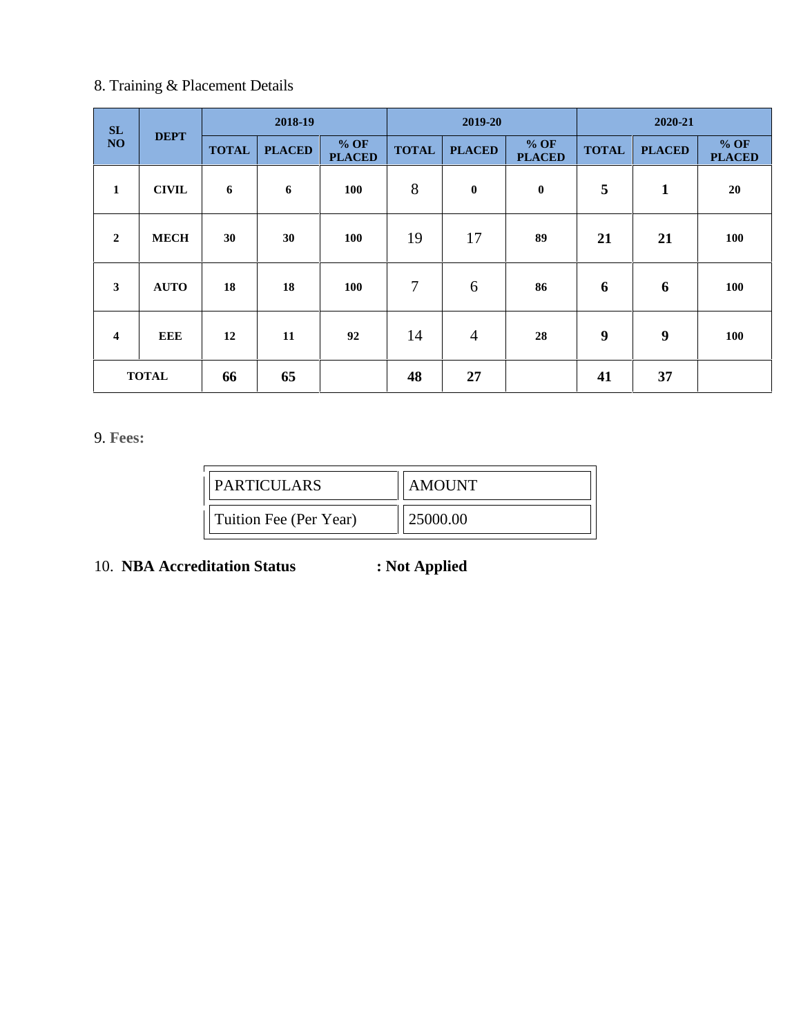8. Training & Placement Details

| SL NO | DEPT | 2018-19 | | | 2019-20 | | | 2020-21 | | |
|---|---|---|---|---|---|---|---|---|---|---|
| | | TOTAL | PLACED | % OF PLACED | TOTAL | PLACED | % OF PLACED | TOTAL | PLACED | % OF PLACED |
| 1 | CIVIL | 6 | 6 | 100 | 8 | 0 | 0 | 5 | 1 | 20 |
| 2 | MECH | 30 | 30 | 100 | 19 | 17 | 89 | 21 | 21 | 100 |
| 3 | AUTO | 18 | 18 | 100 | 7 | 6 | 86 | 6 | 6 | 100 |
| 4 | EEE | 12 | 11 | 92 | 14 | 4 | 28 | 9 | 9 | 100 |
| TOTAL | | 66 | 65 | | 48 | 27 | | 41 | 37 | |

9. **Fees:**

| PARTICULARS | AMOUNT |
|---|---|
| Tuition Fee (Per Year) | 25000.00 |

10. **NBA Accreditation Status : Not Applied**